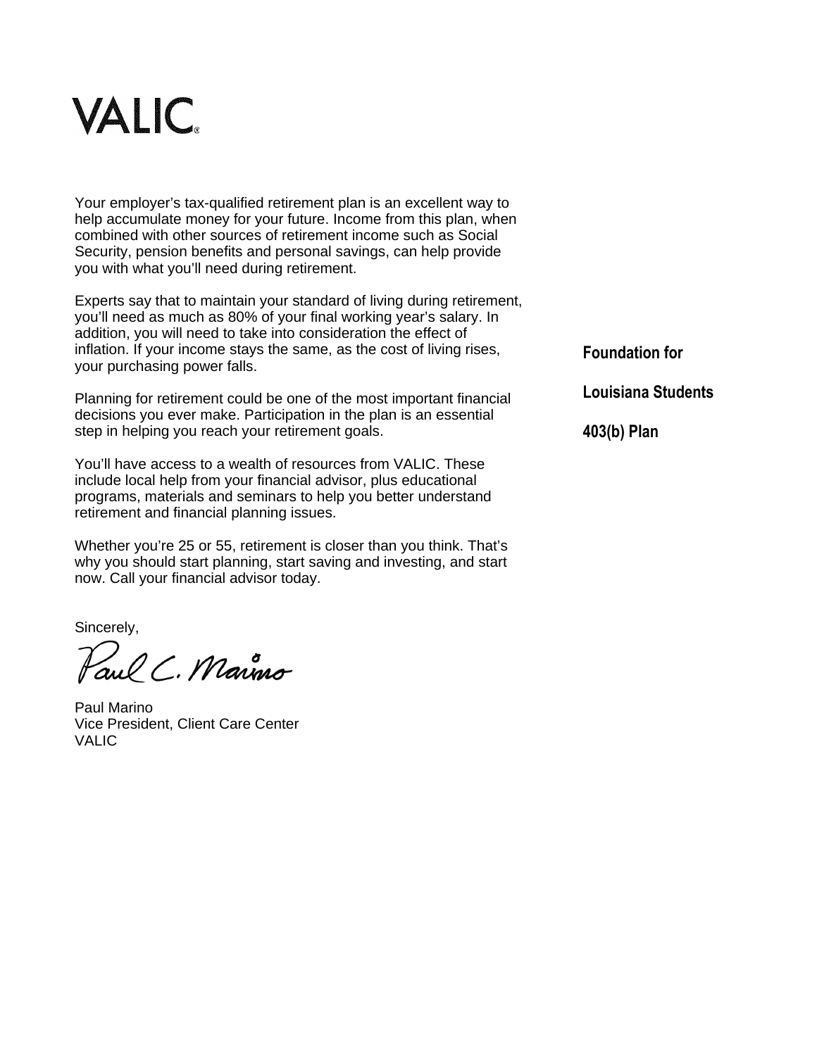# VALIC

**Foundation for**

**Louisiana Students**

**403(b) Plan**

Your employer's tax-qualified retirement plan is an excellent way to help accumulate money for your future. Income from this plan, when combined with other sources of retirement income such as Social Security, pension benefits and personal savings, can help provide you with what you'll need during retirement.

Experts say that to maintain your standard of living during retirement, you'll need as much as 80% of your final working year's salary. In addition, you will need to take into consideration the effect of inflation. If your income stays the same, as the cost of living rises, your purchasing power falls.

Planning for retirement could be one of the most important financial decisions you ever make. Participation in the plan is an essential step in helping you reach your retirement goals.

You'll have access to a wealth of resources from VALIC. These include local help from your financial advisor, plus educational programs, materials and seminars to help you better understand retirement and financial planning issues.

Whether you're 25 or 55, retirement is closer than you think. That's why you should start planning, start saving and investing, and start now. Call your financial advisor today.

Sincerely,

Paul C. Marino

Paul Marino
Vice President, Client Care Center
VALIC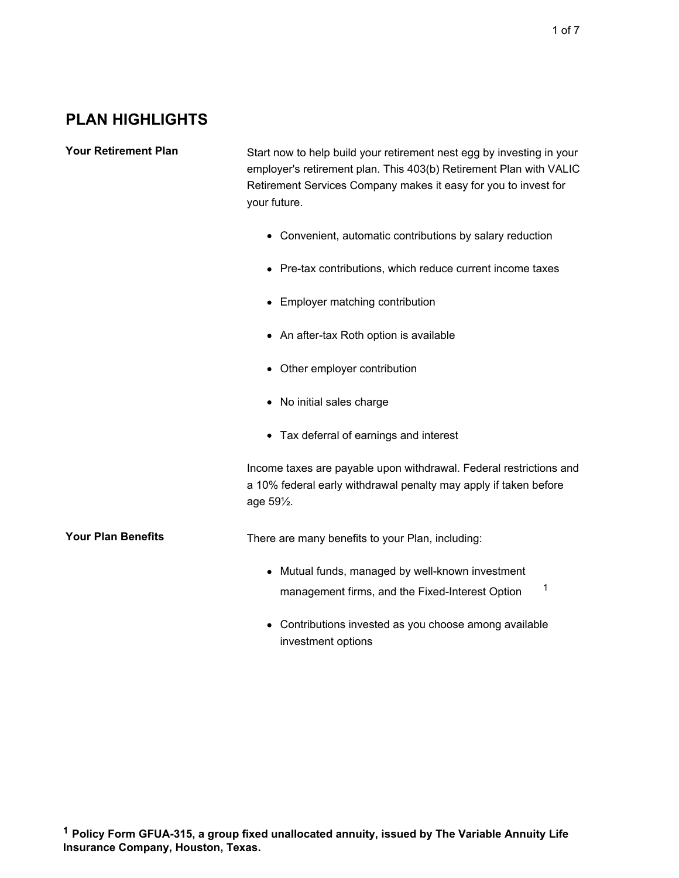## PLAN HIGHLIGHTS

**Your Retirement Plan**

Start now to help build your retirement nest egg by investing in your employer's retirement plan. This 403(b) Retirement Plan with VALIC Retirement Services Company makes it easy for you to invest for your future.

- Convenient, automatic contributions by salary reduction
- Pre-tax contributions, which reduce current income taxes
- Employer matching contribution
- An after-tax Roth option is available
- Other employer contribution
- No initial sales charge
- Tax deferral of earnings and interest

Income taxes are payable upon withdrawal. Federal restrictions and a 10% federal early withdrawal penalty may apply if taken before age 59½.

**Your Plan Benefits**

There are many benefits to your Plan, including:

- Mutual funds, managed by well-known investment management firms, and the Fixed-Interest Option [1]
- Contributions invested as you choose among available investment options

**[1] Policy Form GFUA-315, a group fixed unallocated annuity, issued by The Variable Annuity Life Insurance Company, Houston, Texas.**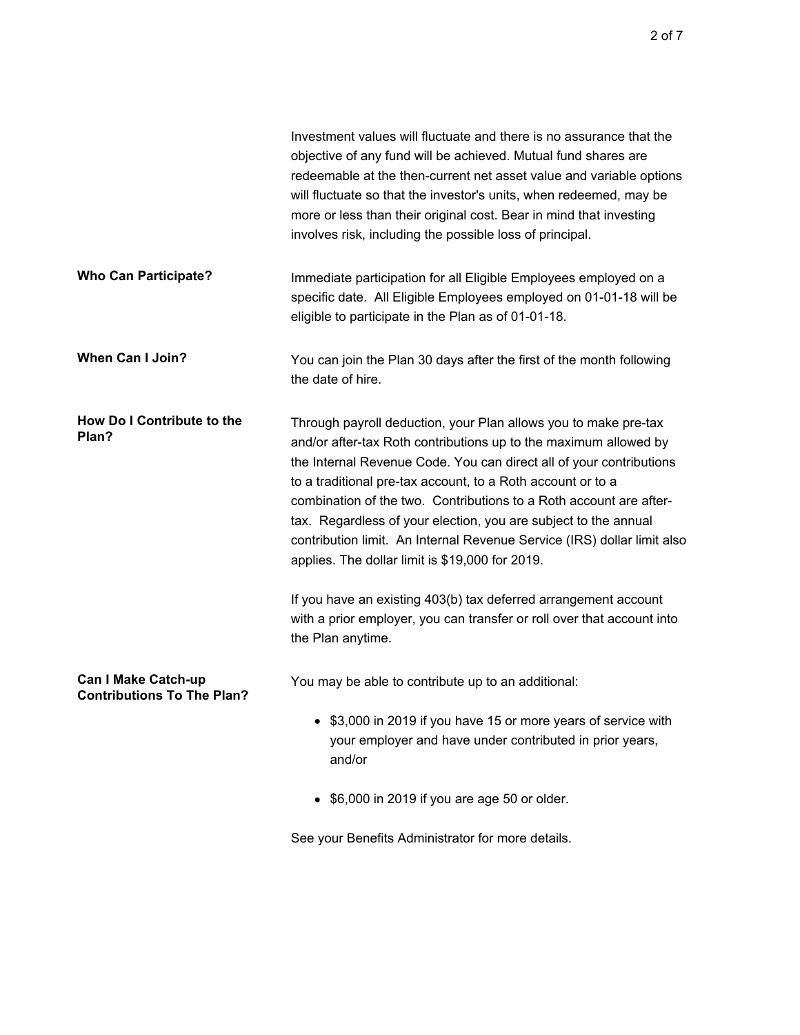Investment values will fluctuate and there is no assurance that the objective of any fund will be achieved. Mutual fund shares are redeemable at the then-current net asset value and variable options will fluctuate so that the investor's units, when redeemed, may be more or less than their original cost. Bear in mind that investing involves risk, including the possible loss of principal.

**Who Can Participate?**

Immediate participation for all Eligible Employees employed on a specific date. All Eligible Employees employed on 01-01-18 will be eligible to participate in the Plan as of 01-01-18.

**When Can I Join?**

You can join the Plan 30 days after the first of the month following the date of hire.

**How Do I Contribute to the Plan?**

Through payroll deduction, your Plan allows you to make pre-tax and/or after-tax Roth contributions up to the maximum allowed by the Internal Revenue Code. You can direct all of your contributions to a traditional pre-tax account, to a Roth account or to a combination of the two. Contributions to a Roth account are after-tax. Regardless of your election, you are subject to the annual contribution limit. An Internal Revenue Service (IRS) dollar limit also applies. The dollar limit is $19,000 for 2019.

If you have an existing 403(b) tax deferred arrangement account with a prior employer, you can transfer or roll over that account into the Plan anytime.

**Can I Make Catch-up Contributions To The Plan?**

You may be able to contribute up to an additional:

- $3,000 in 2019 if you have 15 or more years of service with your employer and have under contributed in prior years, and/or
- $6,000 in 2019 if you are age 50 or older.

See your Benefits Administrator for more details.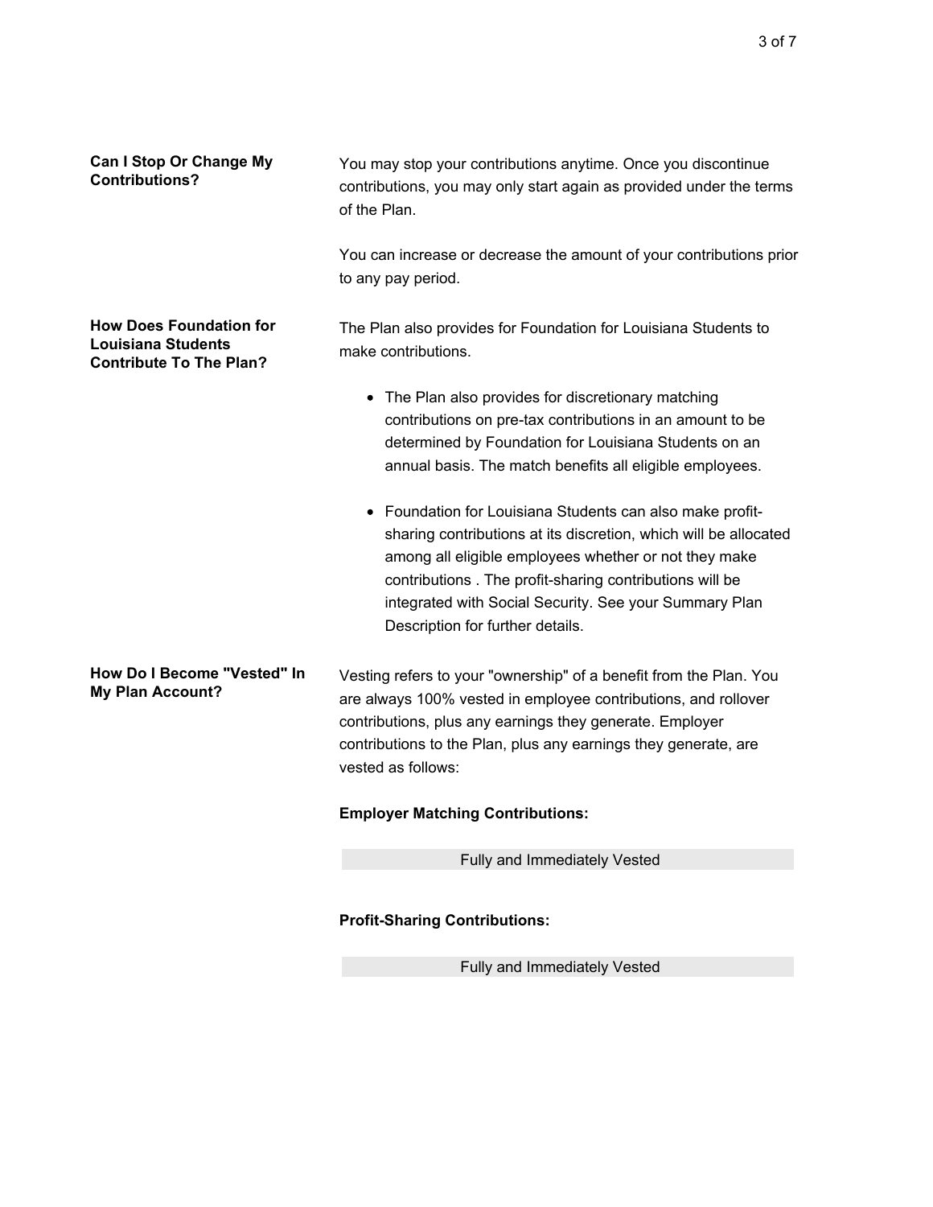### Can I Stop Or Change My Contributions?

You may stop your contributions anytime. Once you discontinue contributions, you may only start again as provided under the terms of the Plan.

You can increase or decrease the amount of your contributions prior to any pay period.

### How Does Foundation for Louisiana Students Contribute To The Plan?

The Plan also provides for Foundation for Louisiana Students to make contributions.

- The Plan also provides for discretionary matching contributions on pre-tax contributions in an amount to be determined by Foundation for Louisiana Students on an annual basis. The match benefits all eligible employees.

- Foundation for Louisiana Students can also make profit-sharing contributions at its discretion, which will be allocated among all eligible employees whether or not they make contributions . The profit-sharing contributions will be integrated with Social Security. See your Summary Plan Description for further details.

### How Do I Become "Vested" In My Plan Account?

Vesting refers to your "ownership" of a benefit from the Plan. You are always 100% vested in employee contributions, and rollover contributions, plus any earnings they generate. Employer contributions to the Plan, plus any earnings they generate, are vested as follows:

**Employer Matching Contributions:**

| Fully and Immediately Vested |
| --- |

**Profit-Sharing Contributions:**

| Fully and Immediately Vested |
| --- |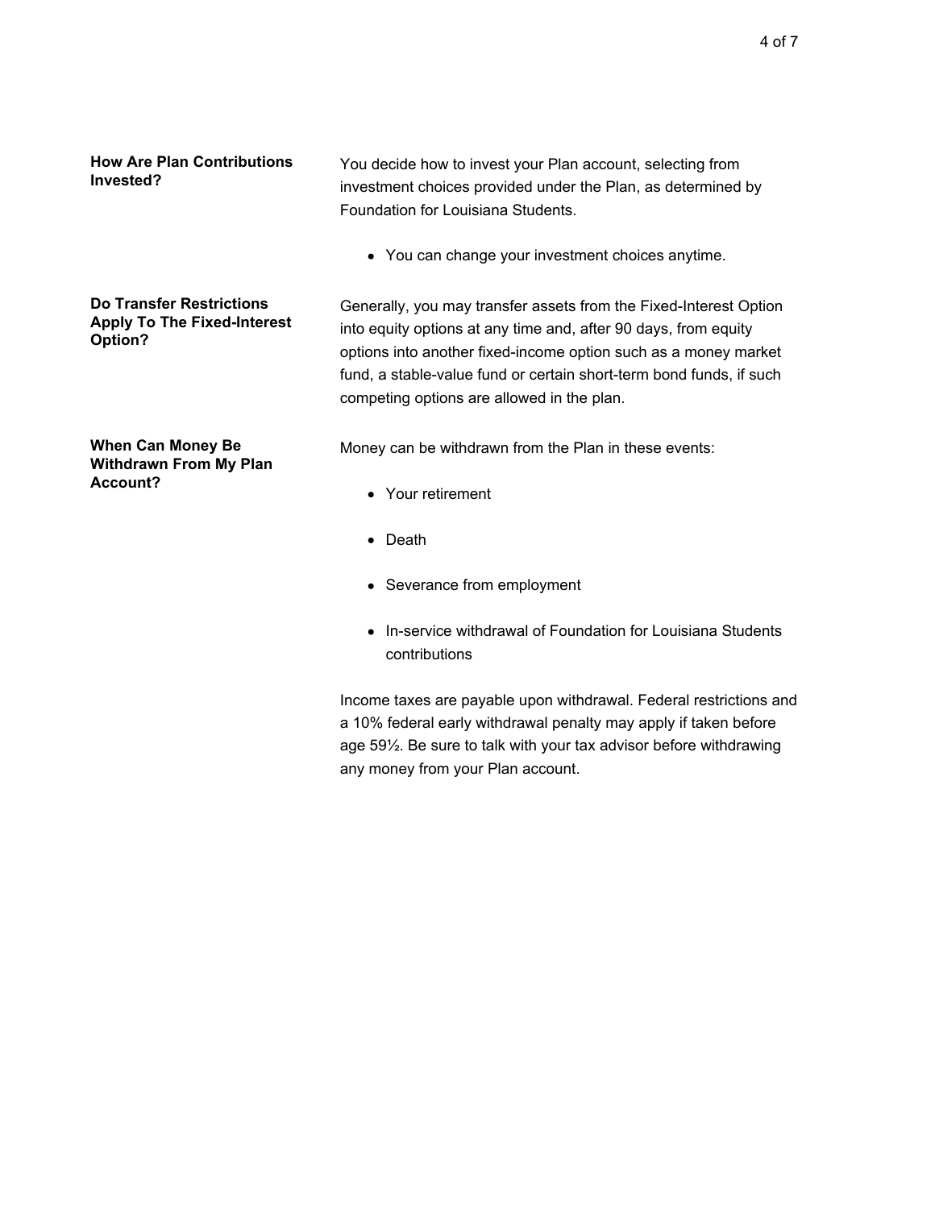**How Are Plan Contributions Invested?**

You decide how to invest your Plan account, selecting from investment choices provided under the Plan, as determined by Foundation for Louisiana Students.

- You can change your investment choices anytime.

**Do Transfer Restrictions Apply To The Fixed-Interest Option?**

Generally, you may transfer assets from the Fixed-Interest Option into equity options at any time and, after 90 days, from equity options into another fixed-income option such as a money market fund, a stable-value fund or certain short-term bond funds, if such competing options are allowed in the plan.

**When Can Money Be Withdrawn From My Plan Account?**

Money can be withdrawn from the Plan in these events:

- Your retirement
- Death
- Severance from employment
- In-service withdrawal of Foundation for Louisiana Students contributions

Income taxes are payable upon withdrawal. Federal restrictions and a 10% federal early withdrawal penalty may apply if taken before age 59½. Be sure to talk with your tax advisor before withdrawing any money from your Plan account.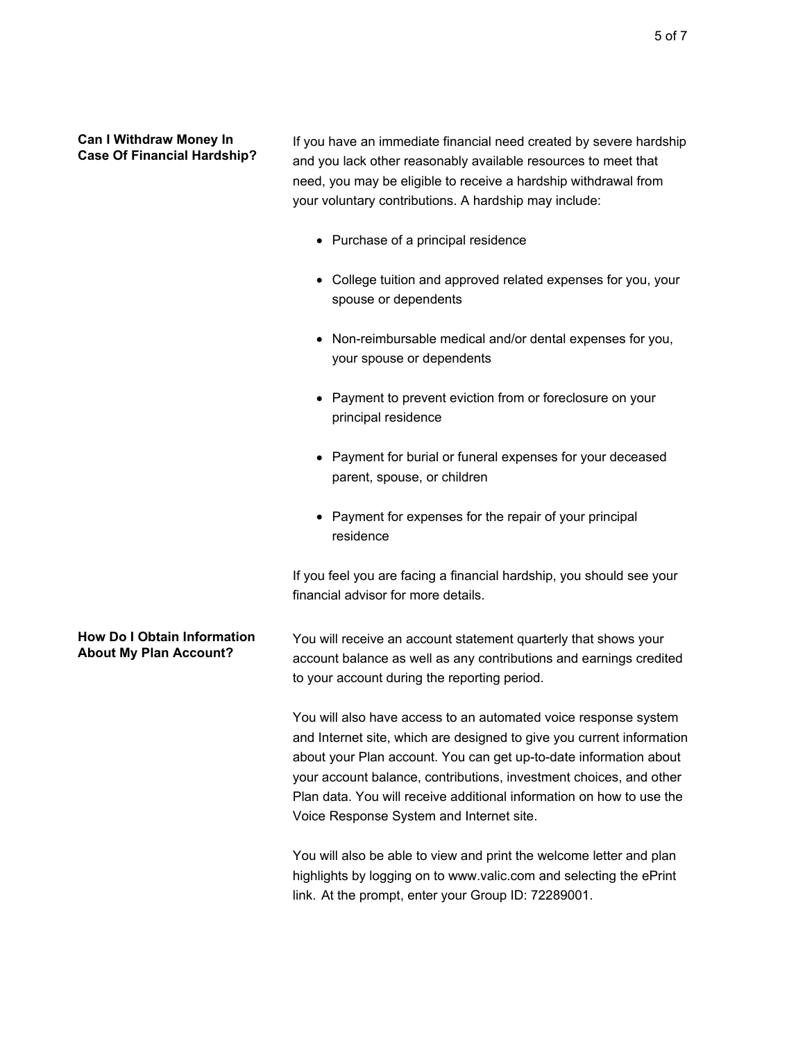**Can I Withdraw Money In Case Of Financial Hardship?**

If you have an immediate financial need created by severe hardship and you lack other reasonably available resources to meet that need, you may be eligible to receive a hardship withdrawal from your voluntary contributions. A hardship may include:

- Purchase of a principal residence
- College tuition and approved related expenses for you, your spouse or dependents
- Non-reimbursable medical and/or dental expenses for you, your spouse or dependents
- Payment to prevent eviction from or foreclosure on your principal residence
- Payment for burial or funeral expenses for your deceased parent, spouse, or children
- Payment for expenses for the repair of your principal residence

If you feel you are facing a financial hardship, you should see your financial advisor for more details.

**How Do I Obtain Information About My Plan Account?**

You will receive an account statement quarterly that shows your account balance as well as any contributions and earnings credited to your account during the reporting period.

You will also have access to an automated voice response system and Internet site, which are designed to give you current information about your Plan account. You can get up-to-date information about your account balance, contributions, investment choices, and other Plan data. You will receive additional information on how to use the Voice Response System and Internet site.

You will also be able to view and print the welcome letter and plan highlights by logging on to www.valic.com and selecting the ePrint link. At the prompt, enter your Group ID: 72289001.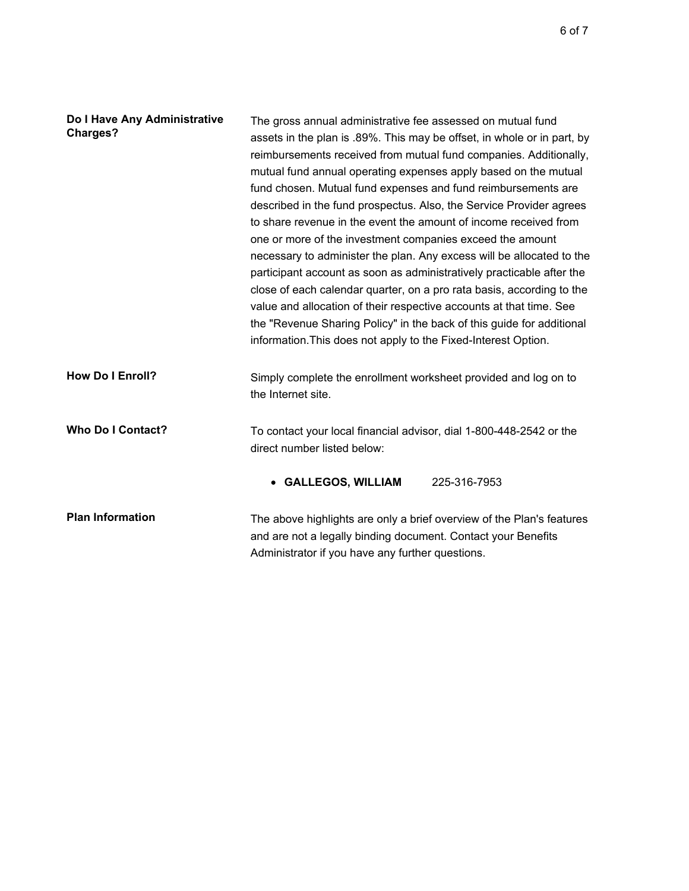**Do I Have Any Administrative Charges?**

The gross annual administrative fee assessed on mutual fund assets in the plan is .89%. This may be offset, in whole or in part, by reimbursements received from mutual fund companies. Additionally, mutual fund annual operating expenses apply based on the mutual fund chosen. Mutual fund expenses and fund reimbursements are described in the fund prospectus. Also, the Service Provider agrees to share revenue in the event the amount of income received from one or more of the investment companies exceed the amount necessary to administer the plan. Any excess will be allocated to the participant account as soon as administratively practicable after the close of each calendar quarter, on a pro rata basis, according to the value and allocation of their respective accounts at that time. See the "Revenue Sharing Policy" in the back of this guide for additional information.This does not apply to the Fixed-Interest Option.

**How Do I Enroll?**

Simply complete the enrollment worksheet provided and log on to the Internet site.

**Who Do I Contact?**

To contact your local financial advisor, dial 1-800-448-2542 or the direct number listed below:

- **GALLEGOS, WILLIAM** 225-316-7953

**Plan Information**

The above highlights are only a brief overview of the Plan's features and are not a legally binding document. Contact your Benefits Administrator if you have any further questions.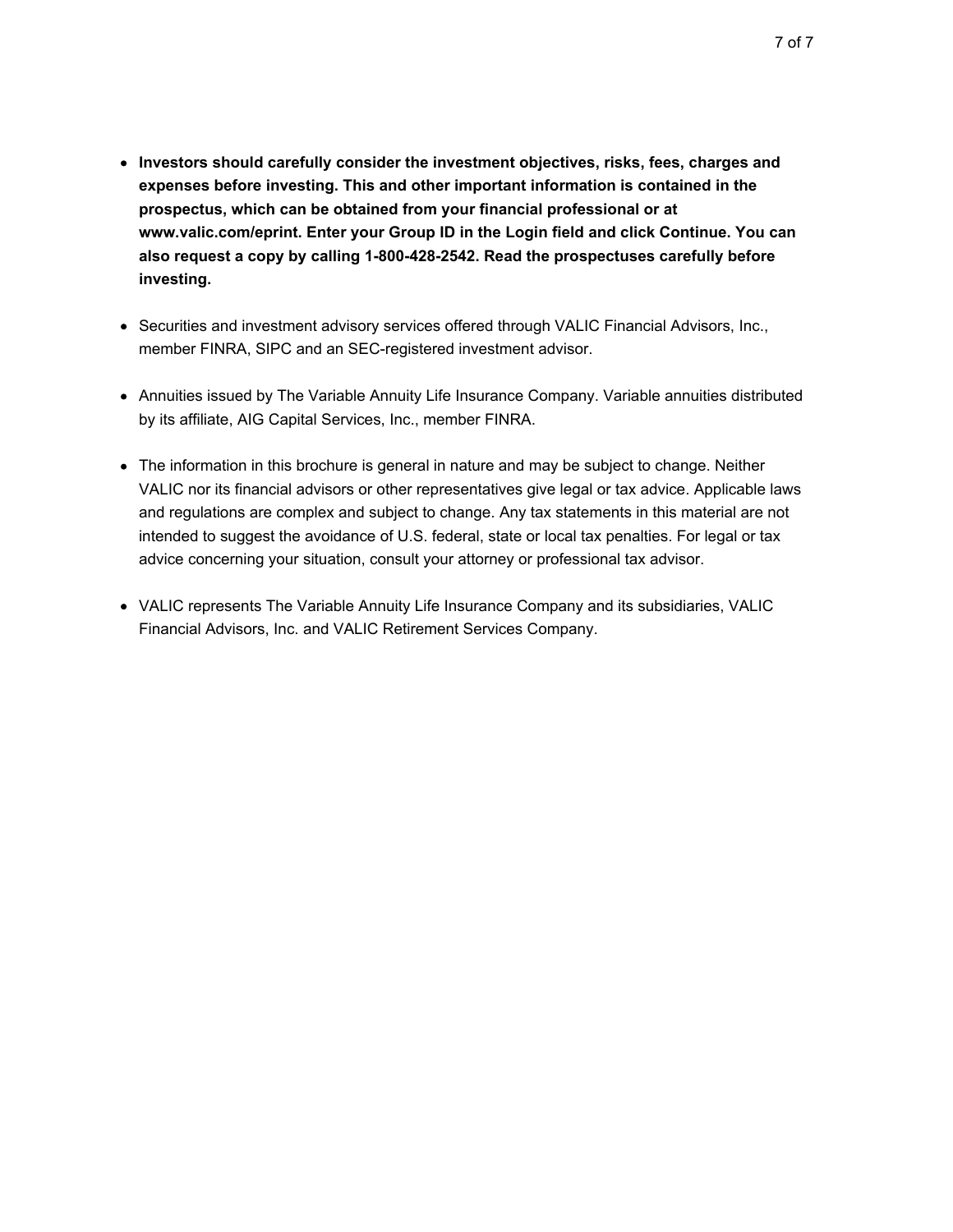- **Investors should carefully consider the investment objectives, risks, fees, charges and expenses before investing. This and other important information is contained in the prospectus, which can be obtained from your financial professional or at www.valic.com/eprint. Enter your Group ID in the Login field and click Continue. You can also request a copy by calling 1-800-428-2542. Read the prospectuses carefully before investing.**

- Securities and investment advisory services offered through VALIC Financial Advisors, Inc., member FINRA, SIPC and an SEC-registered investment advisor.

- Annuities issued by The Variable Annuity Life Insurance Company. Variable annuities distributed by its affiliate, AIG Capital Services, Inc., member FINRA.

- The information in this brochure is general in nature and may be subject to change. Neither VALIC nor its financial advisors or other representatives give legal or tax advice. Applicable laws and regulations are complex and subject to change. Any tax statements in this material are not intended to suggest the avoidance of U.S. federal, state or local tax penalties. For legal or tax advice concerning your situation, consult your attorney or professional tax advisor.

- VALIC represents The Variable Annuity Life Insurance Company and its subsidiaries, VALIC Financial Advisors, Inc. and VALIC Retirement Services Company.